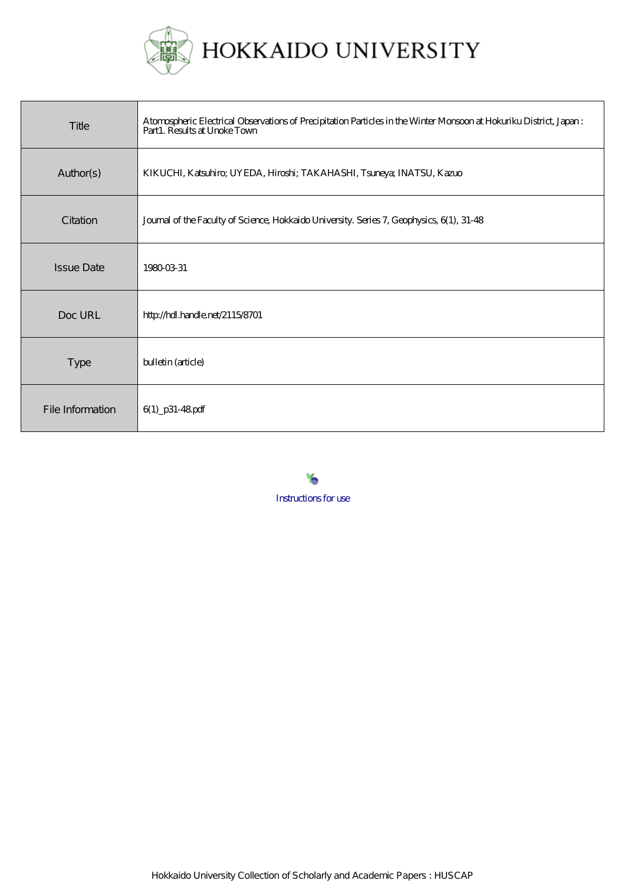# HOKKAIDO UNIVERSITY

| | |
|---|---|
| Title | Atomospheric Electrical Observations of Precipitation Particles in the Winter Monsoon at Hokuriku District, Japan : Part1. Results at Unoke Town |
| Author(s) | KIKUCHI, Katsuhiro; UYEDA, Hiroshi; TAKAHASHI, Tsuneya; INATSU, Kazuo |
| Citation | Journal of the Faculty of Science, Hokkaido University. Series 7, Geophysics, 6(1), 31-48 |
| Issue Date | 1980-03-31 |
| Doc URL | http://hdl.handle.net/2115/8701 |
| Type | bulletin (article) |
| File Information | 6(1)_p31-48.pdf |

Instructions for use

Hokkaido University Collection of Scholarly and Academic Papers : HUSCAP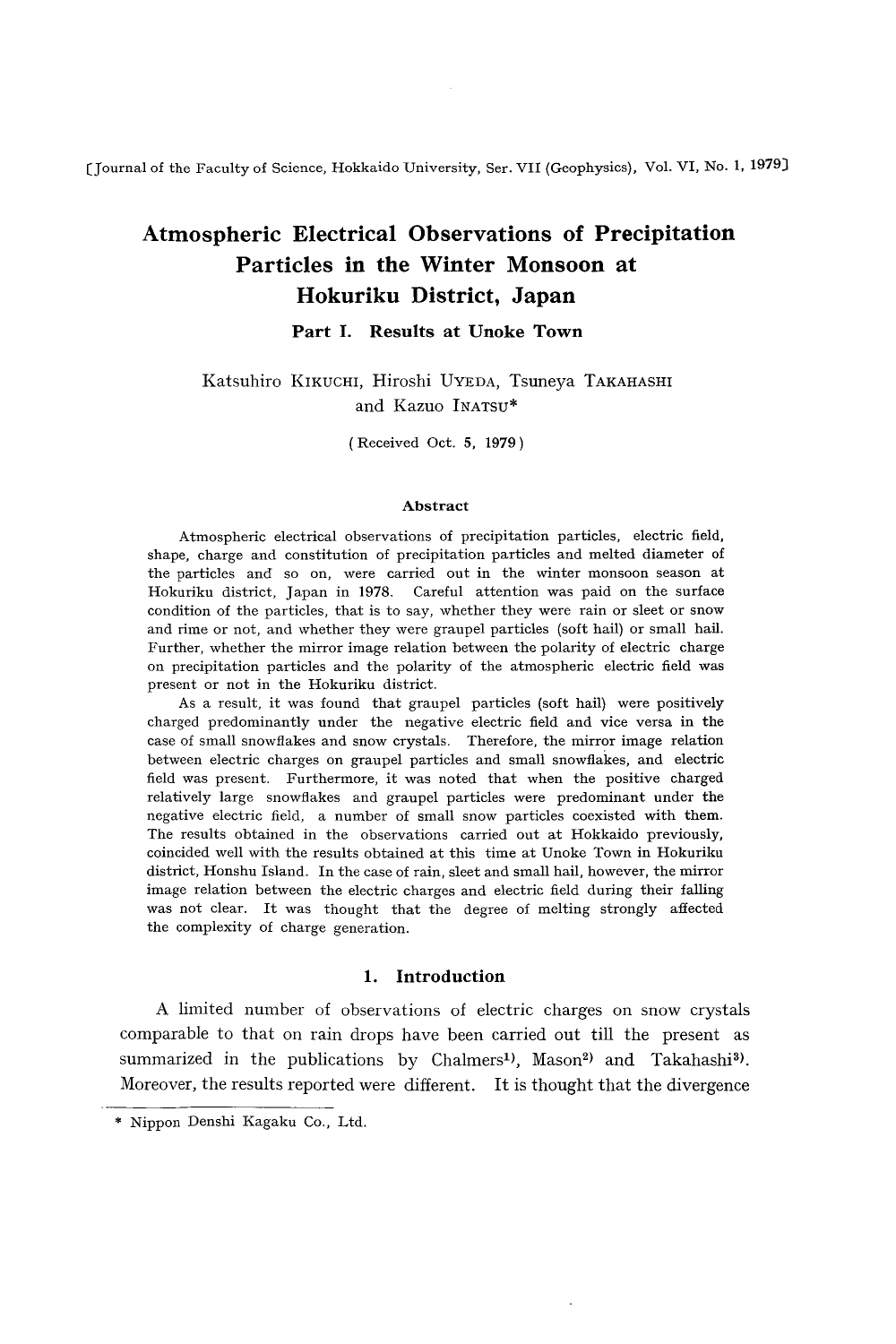# Atmospheric Electrical Observations of Precipitation Particles in the Winter Monsoon at Hokuriku District, Japan

## Part I. Results at Unoke Town

Katsuhiro KIKUCHI, Hiroshi UYEDA, Tsuneya TAKAHASHI and Kazuo INATSU*

(Received Oct. 5, 1979)

### Abstract

Atmospheric electrical observations of precipitation particles, electric field, shape, charge and constitution of precipitation particles and melted diameter of the particles and so on, were carried out in the winter monsoon season at Hokuriku district, Japan in 1978. Careful attention was paid on the surface condition of the particles, that is to say, whether they were rain or sleet or snow and rime or not, and whether they were graupel particles (soft hail) or small hail. Further, whether the mirror image relation between the polarity of electric charge on precipitation particles and the polarity of the atmospheric electric field was present or not in the Hokuriku district.

As a result, it was found that graupel particles (soft hail) were positively charged predominantly under the negative electric field and vice versa in the case of small snowflakes and snow crystals. Therefore, the mirror image relation between electric charges on graupel particles and small snowflakes, and electric field was present. Furthermore, it was noted that when the positive charged relatively large snowflakes and graupel particles were predominant under the negative electric field, a number of small snow particles coexisted with them. The results obtained in the observations carried out at Hokkaido previously, coincided well with the results obtained at this time at Unoke Town in Hokuriku district, Honshu Island. In the case of rain, sleet and small hail, however, the mirror image relation between the electric charges and electric field during their falling was not clear. It was thought that the degree of melting strongly affected the complexity of charge generation.

## 1. Introduction

A limited number of observations of electric charges on snow crystals comparable to that on rain drops have been carried out till the present as summarized in the publications by Chalmers[1], Mason[2] and Takahashi[3]. Moreover, the results reported were different. It is thought that the divergence

* Nippon Denshi Kagaku Co., Ltd.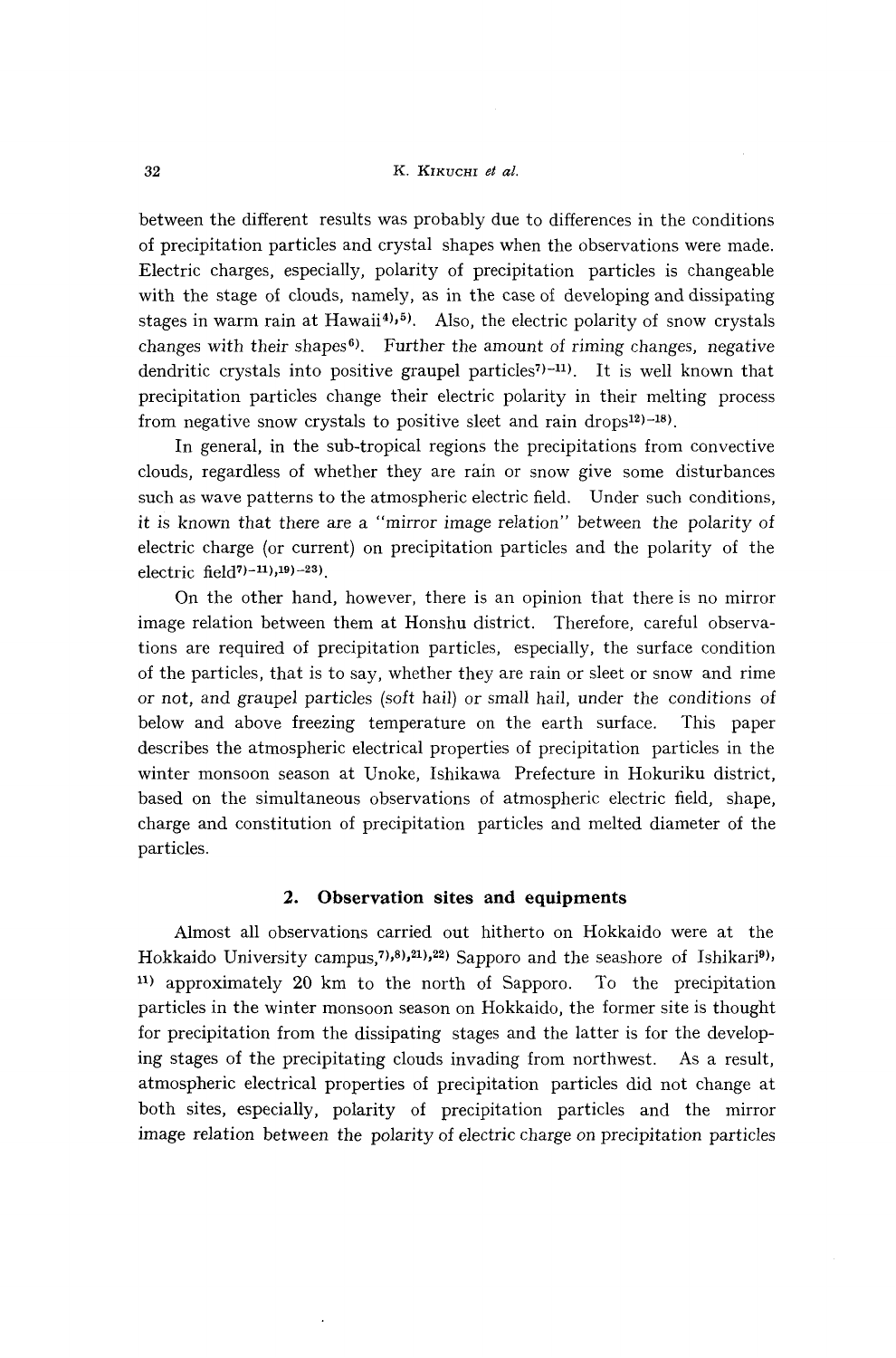between the different results was probably due to differences in the conditions of precipitation particles and crystal shapes when the observations were made. Electric charges, especially, polarity of precipitation particles is changeable with the stage of clouds, namely, as in the case of developing and dissipating stages in warm rain at Hawaii[4),5)]. Also, the electric polarity of snow crystals changes with their shapes[6)]. Further the amount of riming changes, negative dendritic crystals into positive graupel particles[7)–11)]. It is well known that precipitation particles change their electric polarity in their melting process from negative snow crystals to positive sleet and rain drops[12)–18)].

In general, in the sub-tropical regions the precipitations from convective clouds, regardless of whether they are rain or snow give some disturbances such as wave patterns to the atmospheric electric field. Under such conditions, it is known that there are a "mirror image relation" between the polarity of electric charge (or current) on precipitation particles and the polarity of the electric field[7)–11),19)–23)].

On the other hand, however, there is an opinion that there is no mirror image relation between them at Honshu district. Therefore, careful observations are required of precipitation particles, especially, the surface condition of the particles, that is to say, whether they are rain or sleet or snow and rime or not, and graupel particles (soft hail) or small hail, under the conditions of below and above freezing temperature on the earth surface. This paper describes the atmospheric electrical properties of precipitation particles in the winter monsoon season at Unoke, Ishikawa Prefecture in Hokuriku district, based on the simultaneous observations of atmospheric electric field, shape, charge and constitution of precipitation particles and melted diameter of the particles.

## 2. Observation sites and equipments

Almost all observations carried out hitherto on Hokkaido were at the Hokkaido University campus,[7),8),21),22)] Sapporo and the seashore of Ishikari[9),11)] approximately 20 km to the north of Sapporo. To the precipitation particles in the winter monsoon season on Hokkaido, the former site is thought for precipitation from the dissipating stages and the latter is for the developing stages of the precipitating clouds invading from northwest. As a result, atmospheric electrical properties of precipitation particles did not change at both sites, especially, polarity of precipitation particles and the mirror image relation between the polarity of electric charge on precipitation particles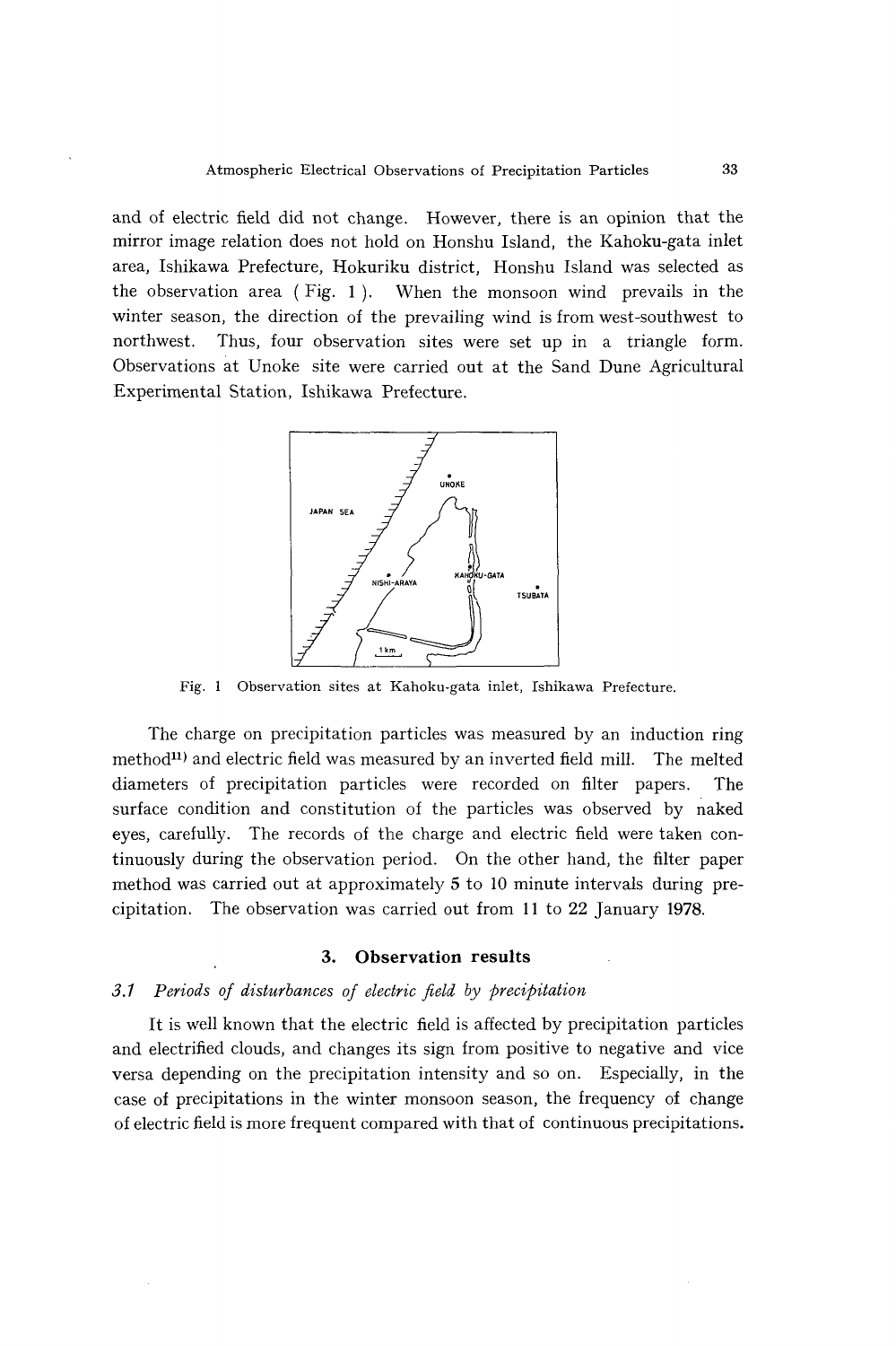and of electric field did not change. However, there is an opinion that the mirror image relation does not hold on Honshu Island, the Kahoku-gata inlet area, Ishikawa Prefecture, Hokuriku district, Honshu Island was selected as the observation area ( Fig. 1 ). When the monsoon wind prevails in the winter season, the direction of the prevailing wind is from west-southwest to northwest. Thus, four observation sites were set up in a triangle form. Observations at Unoke site were carried out at the Sand Dune Agricultural Experimental Station, Ishikawa Prefecture.

Fig. 1 Observation sites at Kahoku-gata inlet, Ishikawa Prefecture.

The charge on precipitation particles was measured by an induction ring method[11] and electric field was measured by an inverted field mill. The melted diameters of precipitation particles were recorded on filter papers. The surface condition and constitution of the particles was observed by naked eyes, carefully. The records of the charge and electric field were taken continuously during the observation period. On the other hand, the filter paper method was carried out at approximately 5 to 10 minute intervals during precipitation. The observation was carried out from 11 to 22 January 1978.

## 3. Observation results

### *3.1 Periods of disturbances of electric field by precipitation*

It is well known that the electric field is affected by precipitation particles and electrified clouds, and changes its sign from positive to negative and vice versa depending on the precipitation intensity and so on. Especially, in the case of precipitations in the winter monsoon season, the frequency of change of electric field is more frequent compared with that of continuous precipitations.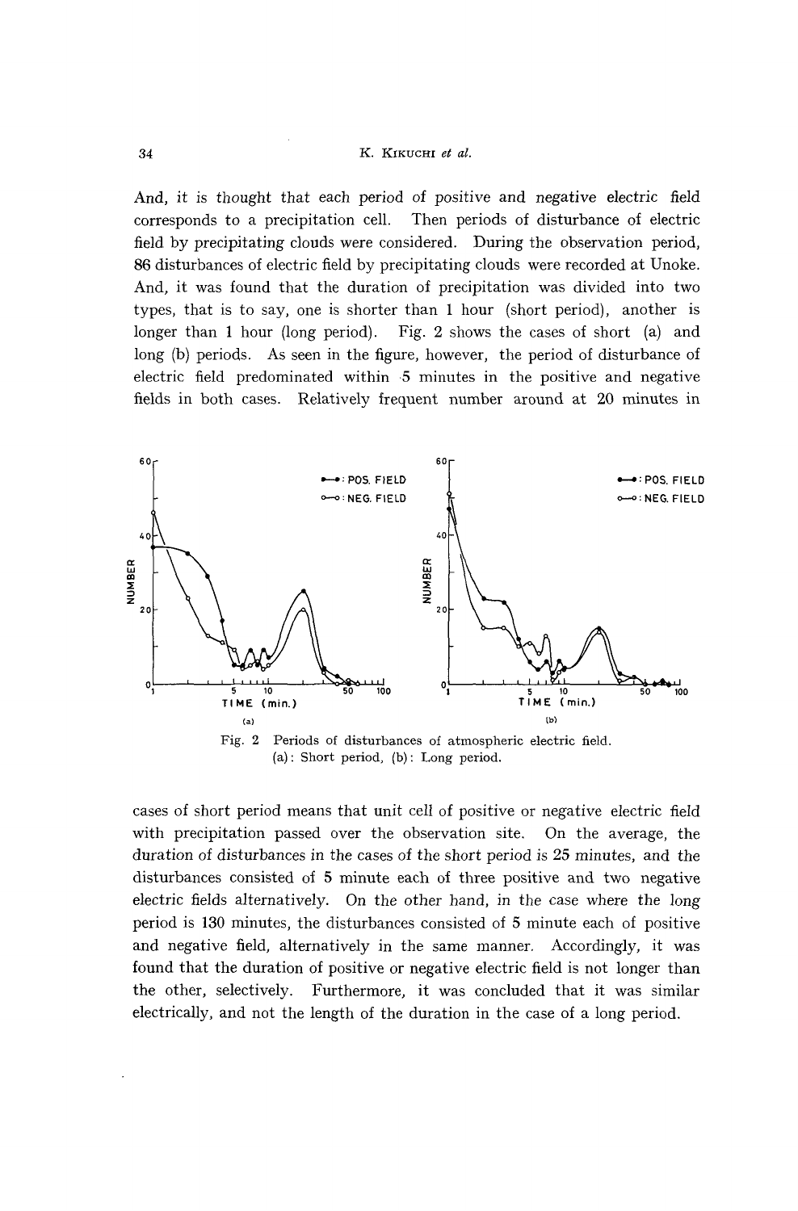And, it is thought that each period of positive and negative electric field corresponds to a precipitation cell. Then periods of disturbance of electric field by precipitating clouds were considered. During the observation period, 86 disturbances of electric field by precipitating clouds were recorded at Unoke. And, it was found that the duration of precipitation was divided into two types, that is to say, one is shorter than 1 hour (short period), another is longer than 1 hour (long period). Fig. 2 shows the cases of short (a) and long (b) periods. As seen in the figure, however, the period of disturbance of electric field predominated within 5 minutes in the positive and negative fields in both cases. Relatively frequent number around at 20 minutes in

Fig. 2 Periods of disturbances of atmospheric electric field.
(a): Short period, (b): Long period.

cases of short period means that unit cell of positive or negative electric field with precipitation passed over the observation site. On the average, the duration of disturbances in the cases of the short period is 25 minutes, and the disturbances consisted of 5 minute each of three positive and two negative electric fields alternatively. On the other hand, in the case where the long period is 130 minutes, the disturbances consisted of 5 minute each of positive and negative field, alternatively in the same manner. Accordingly, it was found that the duration of positive or negative electric field is not longer than the other, selectively. Furthermore, it was concluded that it was similar electrically, and not the length of the duration in the case of a long period.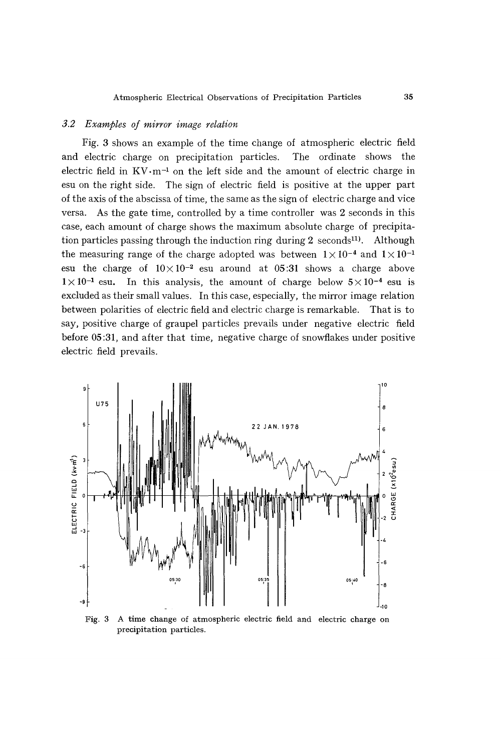### *3.2 Examples of mirror image relation*

Fig. 3 shows an example of the time change of atmospheric electric field and electric charge on precipitation particles. The ordinate shows the electric field in $KV \cdot m^{-1}$ on the left side and the amount of electric charge in esu on the right side. The sign of electric field is positive at the upper part of the axis of the abscissa of time, the same as the sign of electric charge and vice versa. As the gate time, controlled by a time controller was 2 seconds in this case, each amount of charge shows the maximum absolute charge of precipitation particles passing through the induction ring during 2 seconds[11]. Although the measuring range of the charge adopted was between $1 \times 10^{-4}$ and $1 \times 10^{-1}$ esu the charge of $10 \times 10^{-2}$ esu around at 05:31 shows a charge above $1 \times 10^{-1}$ esu. In this analysis, the amount of charge below $5 \times 10^{-4}$ esu is excluded as their small values. In this case, especially, the mirror image relation between polarities of electric field and electric charge is remarkable. That is to say, positive charge of graupel particles prevails under negative electric field before 05:31, and after that time, negative charge of snowflakes under positive electric field prevails.

Fig. 3 A time change of atmospheric electric field and electric charge on precipitation particles.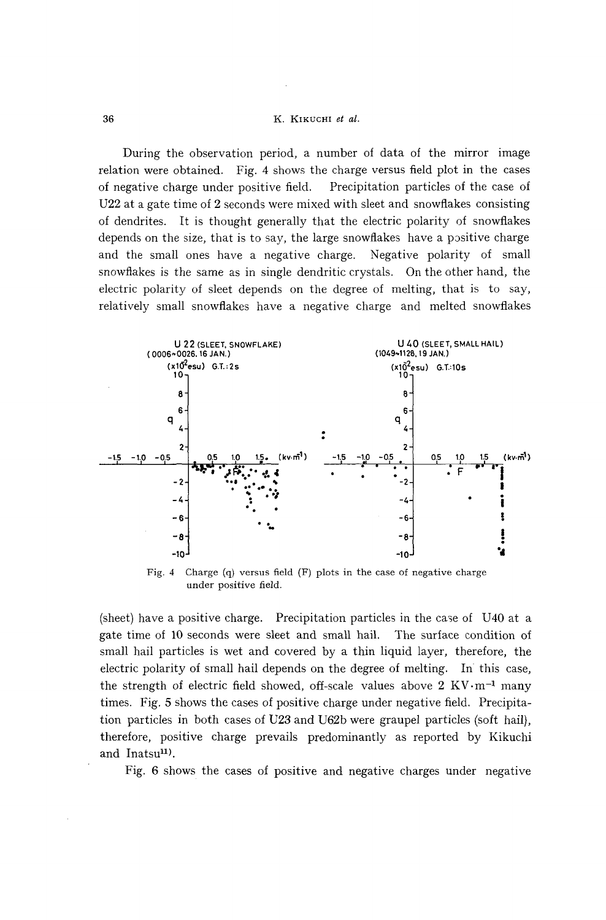During the observation period, a number of data of the mirror image relation were obtained. Fig. 4 shows the charge versus field plot in the cases of negative charge under positive field. Precipitation particles of the case of U22 at a gate time of 2 seconds were mixed with sleet and snowflakes consisting of dendrites. It is thought generally that the electric polarity of snowflakes depends on the size, that is to say, the large snowflakes have a positive charge and the small ones have a negative charge. Negative polarity of small snowflakes is the same as in single dendritic crystals. On the other hand, the electric polarity of sleet depends on the degree of melting, that is to say, relatively small snowflakes have a negative charge and melted snowflakes (sheet) have a positive charge. Precipitation particles in the case of U40 at a gate time of 10 seconds were sleet and small hail. The surface condition of small hail particles is wet and covered by a thin liquid layer, therefore, the electric polarity of small hail depends on the degree of melting. In this case, the strength of electric field showed, off-scale values above 2 $KV \cdot m^{-1}$ many times. Fig. 5 shows the cases of positive charge under negative field. Precipitation particles in both cases of U23 and U62b were graupel particles (soft hail), therefore, positive charge prevails predominantly as reported by Kikuchi and Inatsu[11].

Fig. 4 Charge (q) versus field (F) plots in the case of negative charge under positive field.

Fig. 6 shows the cases of positive and negative charges under negative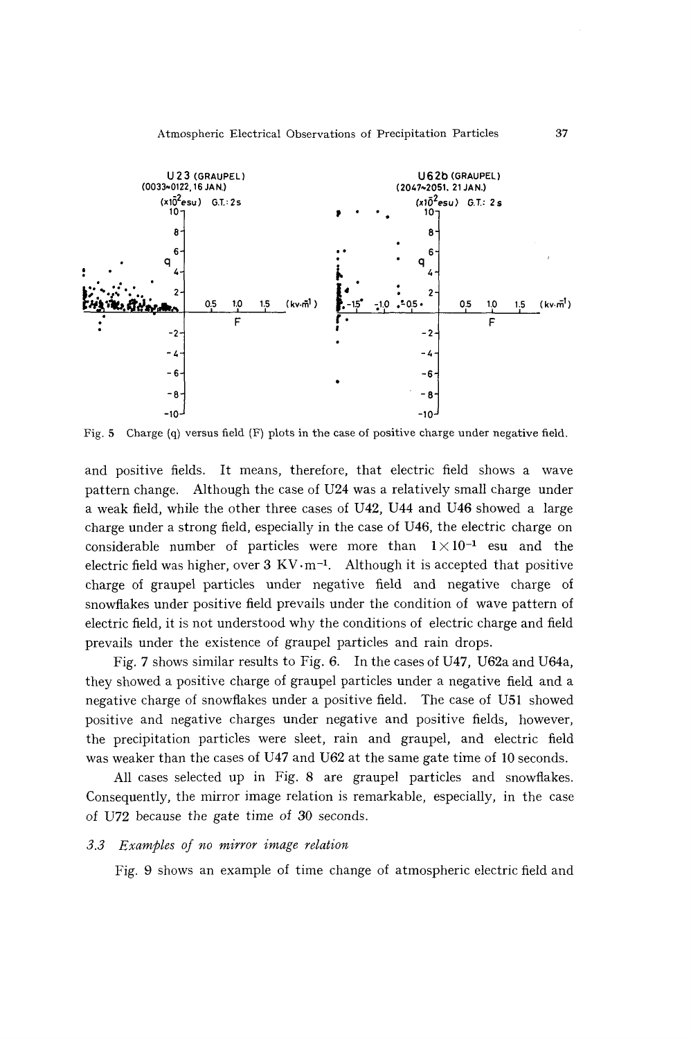Fig. 5 Charge (q) versus field (F) plots in the case of positive charge under negative field.

and positive fields. It means, therefore, that electric field shows a wave pattern change. Although the case of U24 was a relatively small charge under a weak field, while the other three cases of U42, U44 and U46 showed a large charge under a strong field, especially in the case of U46, the electric charge on considerable number of particles were more than $1 \times 10^{-1}$ esu and the electric field was higher, over 3 $\mathrm{KV \cdot m^{-1}}$. Although it is accepted that positive charge of graupel particles under negative field and negative charge of snowflakes under positive field prevails under the condition of wave pattern of electric field, it is not understood why the conditions of electric charge and field prevails under the existence of graupel particles and rain drops.

Fig. 7 shows similar results to Fig. 6. In the cases of U47, U62a and U64a, they showed a positive charge of graupel particles under a negative field and a negative charge of snowflakes under a positive field. The case of U51 showed positive and negative charges under negative and positive fields, however, the precipitation particles were sleet, rain and graupel, and electric field was weaker than the cases of U47 and U62 at the same gate time of 10 seconds.

All cases selected up in Fig. 8 are graupel particles and snowflakes. Consequently, the mirror image relation is remarkable, especially, in the case of U72 because the gate time of 30 seconds.

### *3.3 Examples of no mirror image relation*

Fig. 9 shows an example of time change of atmospheric electric field and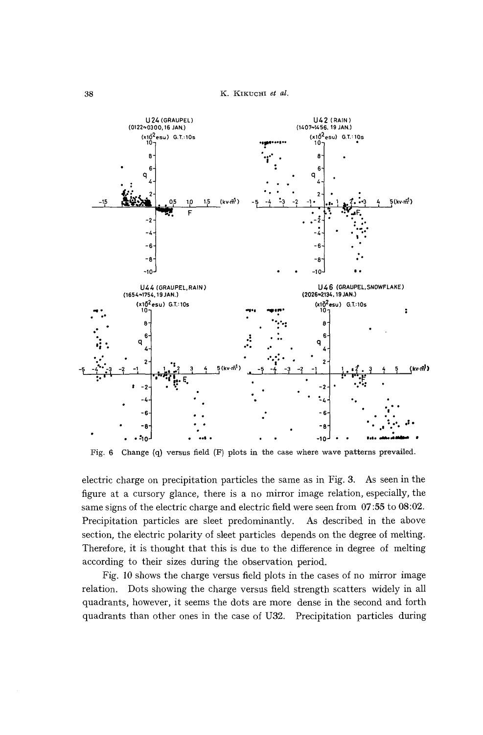Fig. 6 Change (q) versus field (F) plots in the case where wave patterns prevailed.

electric charge on precipitation particles the same as in Fig. 3. As seen in the figure at a cursory glance, there is a no mirror image relation, especially, the same signs of the electric charge and electric field were seen from 07:55 to 08:02. Precipitation particles are sleet predominantly. As described in the above section, the electric polarity of sleet particles depends on the degree of melting. Therefore, it is thought that this is due to the difference in degree of melting according to their sizes during the observation period.

Fig. 10 shows the charge versus field plots in the cases of no mirror image relation. Dots showing the charge versus field strength scatters widely in all quadrants, however, it seems the dots are more dense in the second and forth quadrants than other ones in the case of U32. Precipitation particles during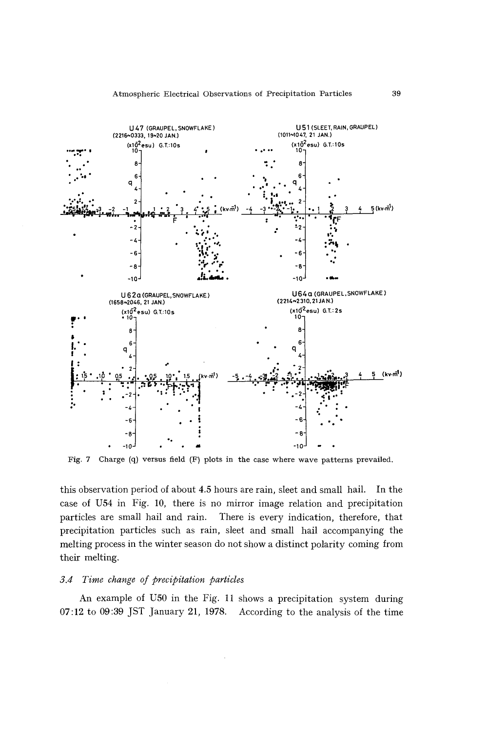Fig. 7 Charge (q) versus field (F) plots in the case where wave patterns prevailed.

this observation period of about 4.5 hours are rain, sleet and small hail. In the case of U54 in Fig. 10, there is no mirror image relation and precipitation particles are small hail and rain. There is every indication, therefore, that precipitation particles such as rain, sleet and small hail accompanying the melting process in the winter season do not show a distinct polarity coming from their melting.

### *3.4 Time change of precipitation particles*

An example of U50 in the Fig. 11 shows a precipitation system during 07:12 to 09:39 JST January 21, 1978. According to the analysis of the time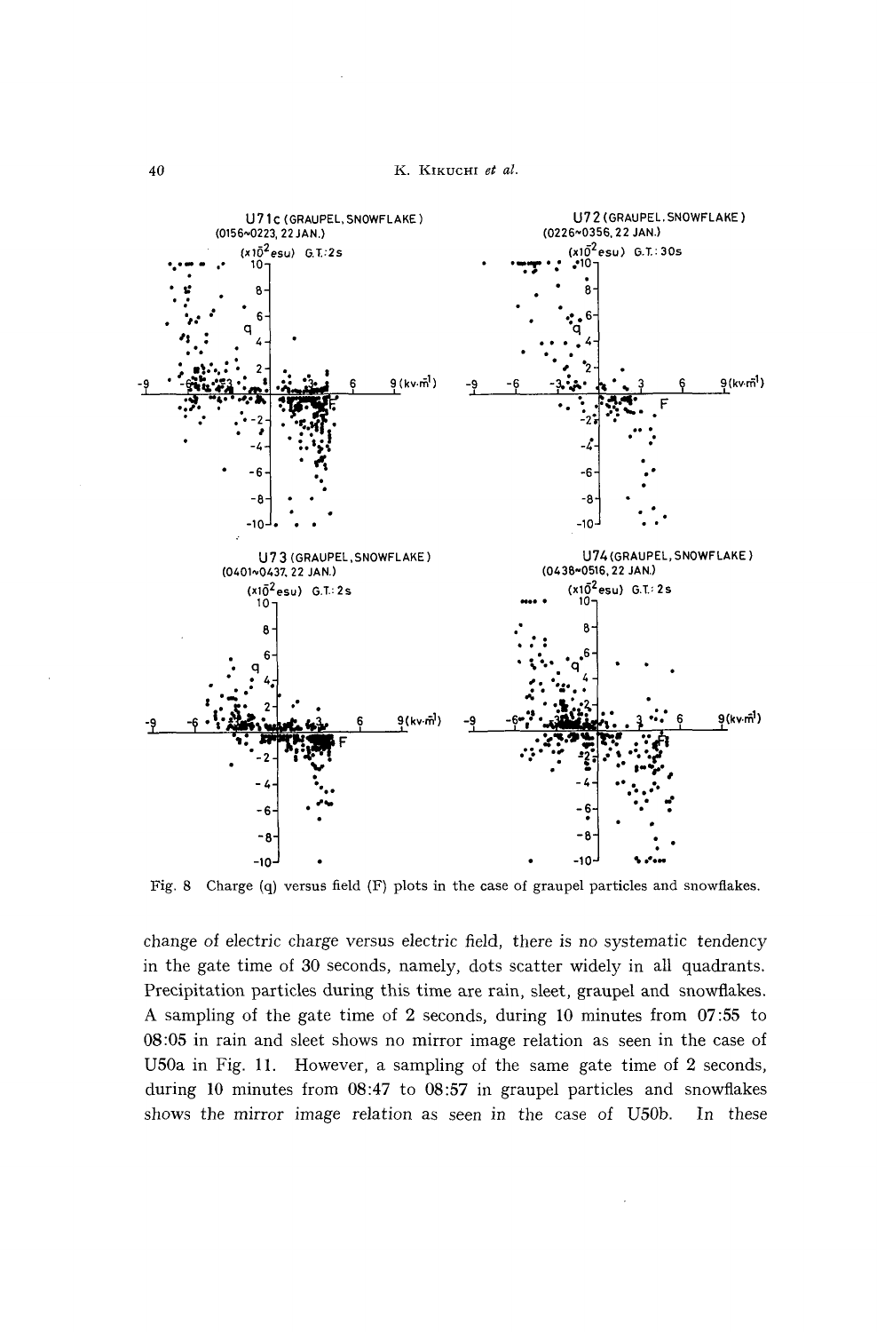Fig. 8 Charge (q) versus field (F) plots in the case of graupel particles and snowflakes.

change of electric charge versus electric field, there is no systematic tendency in the gate time of 30 seconds, namely, dots scatter widely in all quadrants. Precipitation particles during this time are rain, sleet, graupel and snowflakes. A sampling of the gate time of 2 seconds, during 10 minutes from 07:55 to 08:05 in rain and sleet shows no mirror image relation as seen in the case of U50a in Fig. 11. However, a sampling of the same gate time of 2 seconds, during 10 minutes from 08:47 to 08:57 in graupel particles and snowflakes shows the mirror image relation as seen in the case of U50b. In these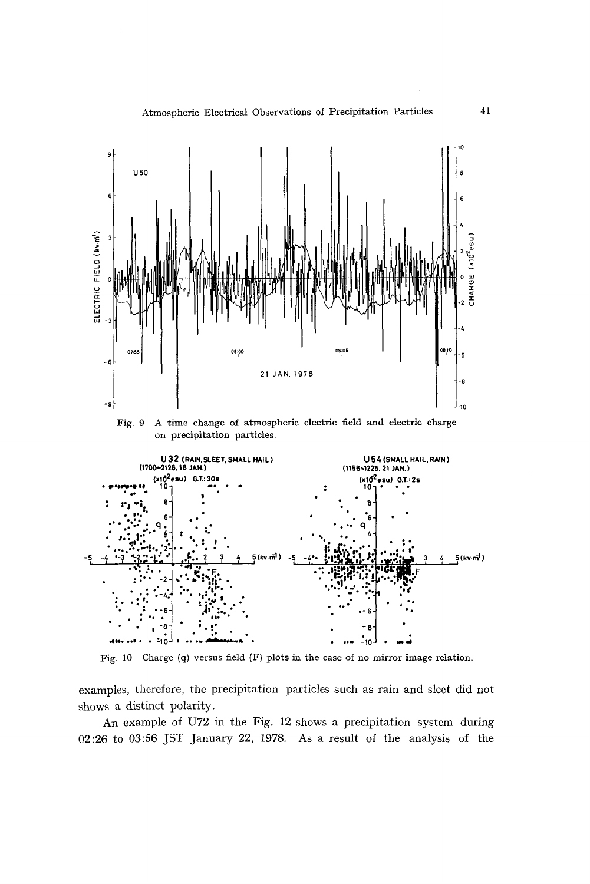Fig. 9 A time change of atmospheric electric field and electric charge on precipitation particles.

Fig. 10 Charge (q) versus field (F) plots in the case of no mirror image relation.

examples, therefore, the precipitation particles such as rain and sleet did not shows a distinct polarity.

An example of U72 in the Fig. 12 shows a precipitation system during 02:26 to 03:56 JST January 22, 1978. As a result of the analysis of the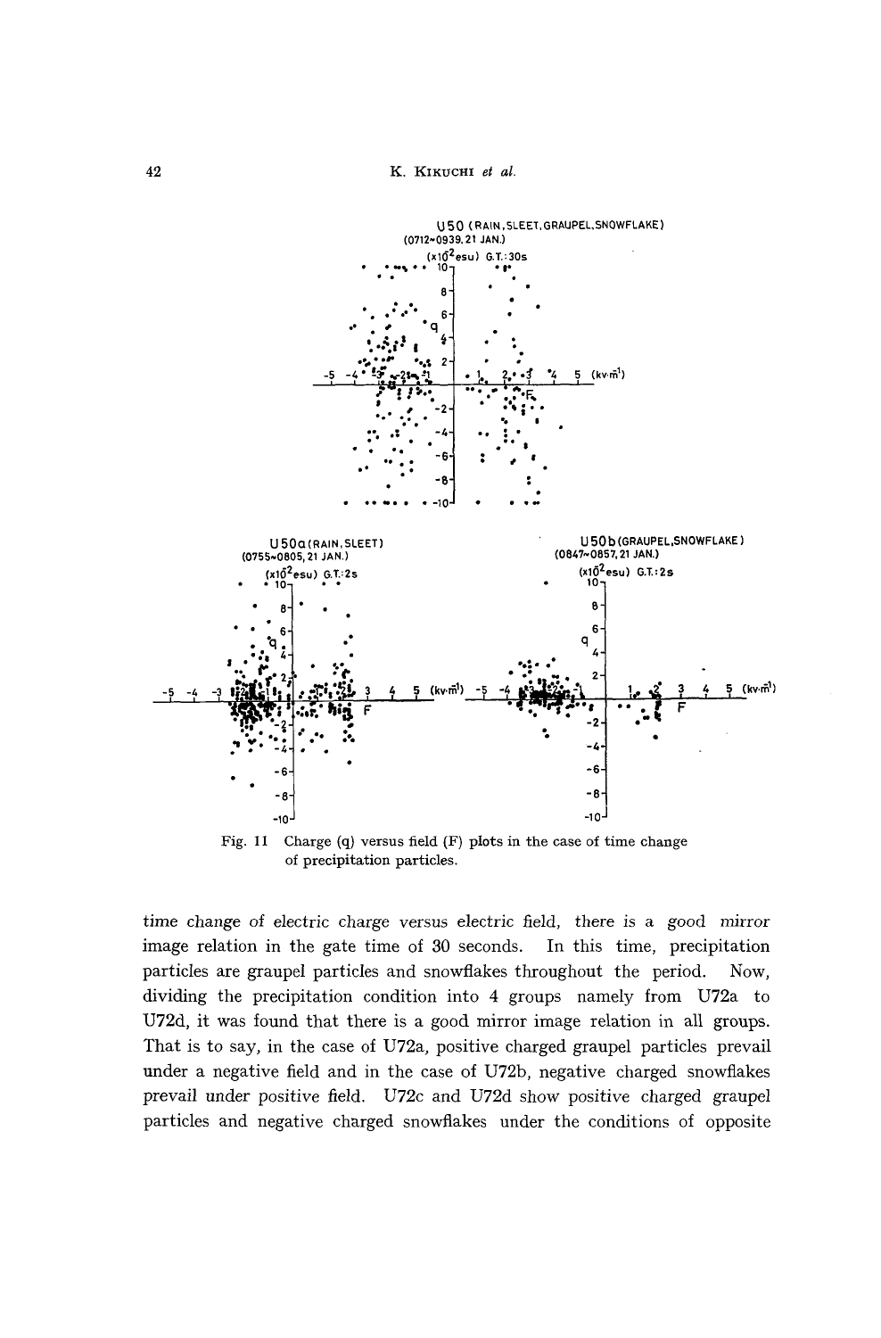Fig. 11 Charge (q) versus field (F) plots in the case of time change of precipitation particles.

time change of electric charge versus electric field, there is a good mirror image relation in the gate time of 30 seconds. In this time, precipitation particles are graupel particles and snowflakes throughout the period. Now, dividing the precipitation condition into 4 groups namely from U72a to U72d, it was found that there is a good mirror image relation in all groups. That is to say, in the case of U72a, positive charged graupel particles prevail under a negative field and in the case of U72b, negative charged snowflakes prevail under positive field. U72c and U72d show positive charged graupel particles and negative charged snowflakes under the conditions of opposite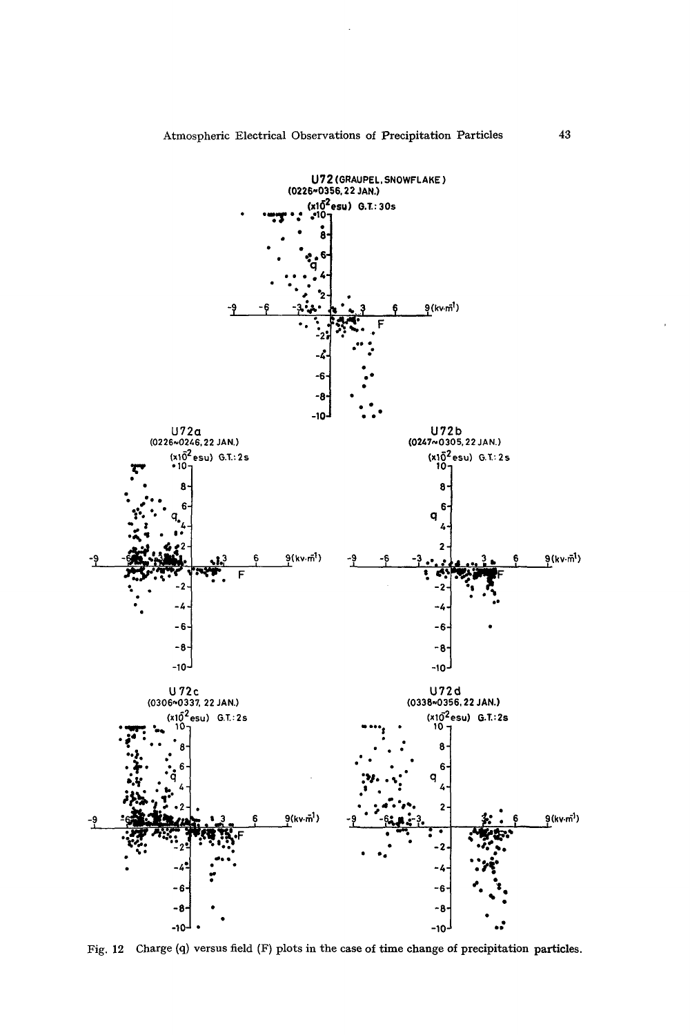Fig. 12 Charge (q) versus field (F) plots in the case of time change of precipitation particles.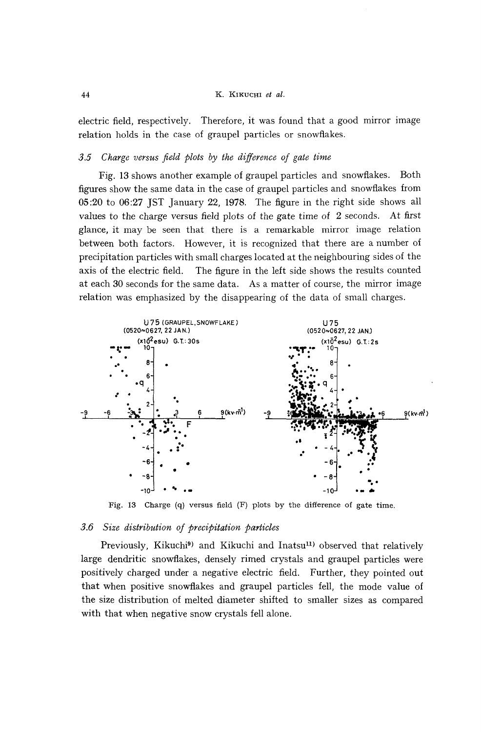electric field, respectively. Therefore, it was found that a good mirror image relation holds in the case of graupel particles or snowflakes.

### *3.5 Charge versus field plots by the difference of gate time*

Fig. 13 shows another example of graupel particles and snowflakes. Both figures show the same data in the case of graupel particles and snowflakes from 05:20 to 06:27 JST January 22, 1978. The figure in the right side shows all values to the charge versus field plots of the gate time of 2 seconds. At first glance, it may be seen that there is a remarkable mirror image relation between both factors. However, it is recognized that there are a number of precipitation particles with small charges located at the neighbouring sides of the axis of the electric field. The figure in the left side shows the results counted at each 30 seconds for the same data. As a matter of course, the mirror image relation was emphasized by the disappearing of the data of small charges.

Fig. 13 Charge (q) versus field (F) plots by the difference of gate time.

### *3.6 Size distribution of precipitation particles*

Previously, Kikuchi[9] and Kikuchi and Inatsu[11] observed that relatively large dendritic snowflakes, densely rimed crystals and graupel particles were positively charged under a negative electric field. Further, they pointed out that when positive snowflakes and graupel particles fell, the mode value of the size distribution of melted diameter shifted to smaller sizes as compared with that when negative snow crystals fell alone.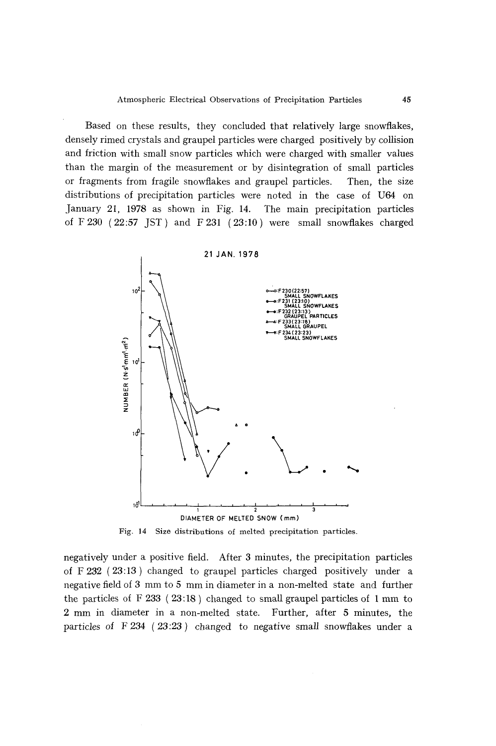Based on these results, they concluded that relatively large snowflakes, densely rimed crystals and graupel particles were charged positively by collision and friction with small snow particles which were charged with smaller values than the margin of the measurement or by disintegration of small particles or fragments from fragile snowflakes and graupel particles. Then, the size distributions of precipitation particles were noted in the case of U64 on January 21, 1978 as shown in Fig. 14. The main precipitation particles of F 230 (22:57 JST) and F 231 (23:10) were small snowflakes charged

Fig. 14 Size distributions of melted precipitation particles.

negatively under a positive field. After 3 minutes, the precipitation particles of F 232 (23:13) changed to graupel particles charged positively under a negative field of 3 mm to 5 mm in diameter in a non-melted state and further the particles of F 233 (23:18) changed to small graupel particles of 1 mm to 2 mm in diameter in a non-melted state. Further, after 5 minutes, the particles of F 234 (23:23) changed to negative small snowflakes under a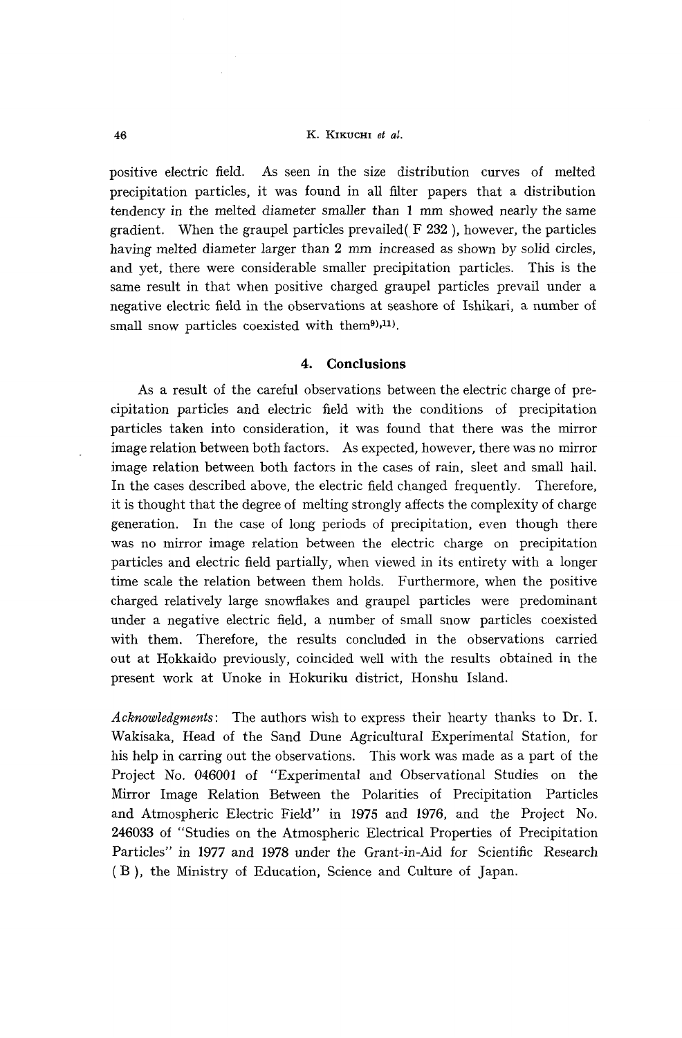positive electric field. As seen in the size distribution curves of melted precipitation particles, it was found in all filter papers that a distribution tendency in the melted diameter smaller than 1 mm showed nearly the same gradient. When the graupel particles prevailed( F 232 ), however, the particles having melted diameter larger than 2 mm increased as shown by solid circles, and yet, there were considerable smaller precipitation particles. This is the same result in that when positive charged graupel particles prevail under a negative electric field in the observations at seashore of Ishikari, a number of small snow particles coexisted with them[9),11)].

## 4. Conclusions

As a result of the careful observations between the electric charge of precipitation particles and electric field with the conditions of precipitation particles taken into consideration, it was found that there was the mirror image relation between both factors. As expected, however, there was no mirror image relation between both factors in the cases of rain, sleet and small hail. In the cases described above, the electric field changed frequently. Therefore, it is thought that the degree of melting strongly affects the complexity of charge generation. In the case of long periods of precipitation, even though there was no mirror image relation between the electric charge on precipitation particles and electric field partially, when viewed in its entirety with a longer time scale the relation between them holds. Furthermore, when the positive charged relatively large snowflakes and graupel particles were predominant under a negative electric field, a number of small snow particles coexisted with them. Therefore, the results concluded in the observations carried out at Hokkaido previously, coincided well with the results obtained in the present work at Unoke in Hokuriku district, Honshu Island.

*Acknowledgments*: The authors wish to express their hearty thanks to Dr. I. Wakisaka, Head of the Sand Dune Agricultural Experimental Station, for his help in carring out the observations. This work was made as a part of the Project No. 046001 of "Experimental and Observational Studies on the Mirror Image Relation Between the Polarities of Precipitation Particles and Atmospheric Electric Field" in 1975 and 1976, and the Project No. 246033 of "Studies on the Atmospheric Electrical Properties of Precipitation Particles" in 1977 and 1978 under the Grant-in-Aid for Scientific Research ( B ), the Ministry of Education, Science and Culture of Japan.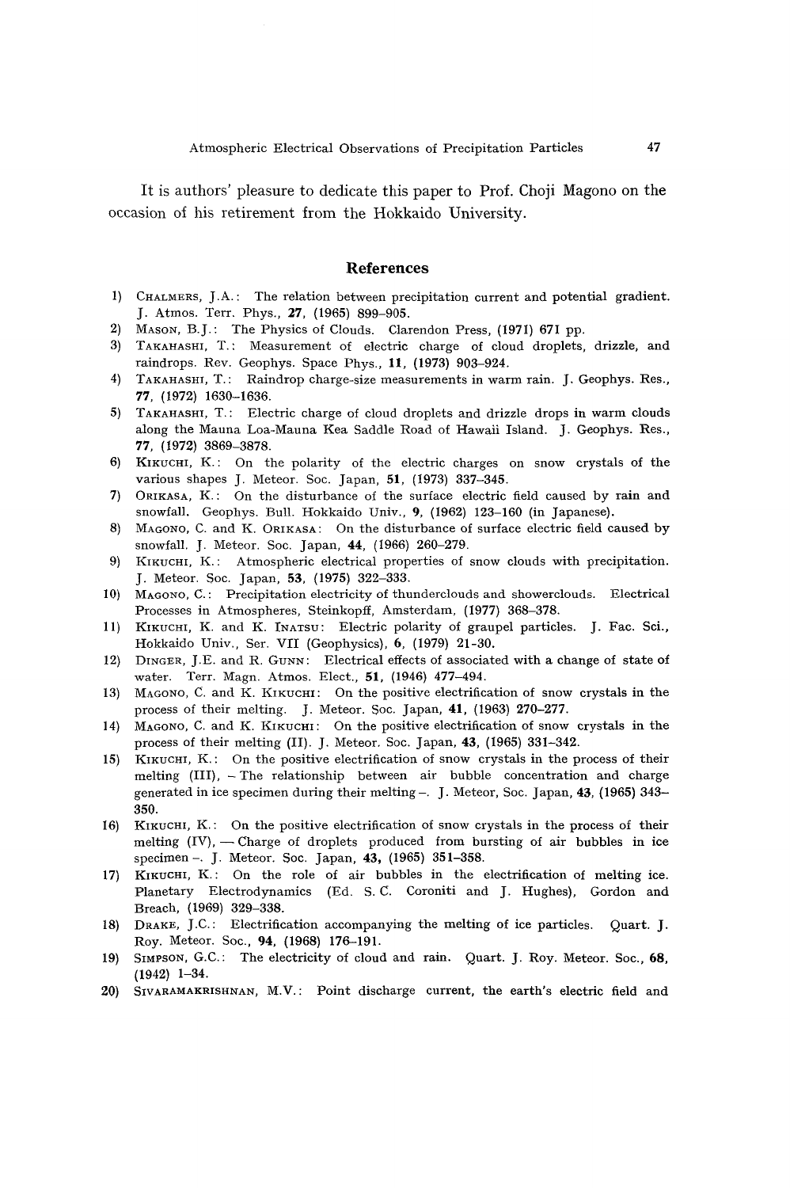It is authors' pleasure to dedicate this paper to Prof. Choji Magono on the occasion of his retirement from the Hokkaido University.

## References

1) Chalmers, J.A.: The relation between precipitation current and potential gradient. J. Atmos. Terr. Phys., **27**, (1965) 899–905.
2) Mason, B.J.: The Physics of Clouds. Clarendon Press, (1971) 671 pp.
3) Takahashi, T.: Measurement of electric charge of cloud droplets, drizzle, and raindrops. Rev. Geophys. Space Phys., **11**, (1973) 903–924.
4) Takahashi, T.: Raindrop charge-size measurements in warm rain. J. Geophys. Res., **77**, (1972) 1630–1636.
5) Takahashi, T.: Electric charge of cloud droplets and drizzle drops in warm clouds along the Mauna Loa-Mauna Kea Saddle Road of Hawaii Island. J. Geophys. Res., **77**, (1972) 3869–3878.
6) Kikuchi, K.: On the polarity of the electric charges on snow crystals of the various shapes J. Meteor. Soc. Japan, **51**, (1973) 337–345.
7) Orikasa, K.: On the disturbance of the surface electric field caused by rain and snowfall. Geophys. Bull. Hokkaido Univ., **9**, (1962) 123–160 (in Japanese).
8) Magono, C. and K. Orikasa: On the disturbance of surface electric field caused by snowfall. J. Meteor. Soc. Japan, **44**, (1966) 260–279.
9) Kikuchi, K.: Atmospheric electrical properties of snow clouds with precipitation. J. Meteor. Soc. Japan, **53**, (1975) 322–333.
10) Magono, C.: Precipitation electricity of thunderclouds and showerclouds. Electrical Processes in Atmospheres, Steinkopff, Amsterdam, (1977) 368–378.
11) Kikuchi, K. and K. Inatsu: Electric polarity of graupel particles. J. Fac. Sci., Hokkaido Univ., Ser. VII (Geophysics), **6**, (1979) 21-30.
12) Dinger, J.E. and R. Gunn: Electrical effects of associated with a change of state of water. Terr. Magn. Atmos. Elect., **51**, (1946) 477–494.
13) Magono, C. and K. Kikuchi: On the positive electrification of snow crystals in the process of their melting. J. Meteor. Soc. Japan, **41**, (1963) 270–277.
14) Magono, C. and K. Kikuchi: On the positive electrification of snow crystals in the process of their melting (II). J. Meteor. Soc. Japan, **43**, (1965) 331–342.
15) Kikuchi, K.: On the positive electrification of snow crystals in the process of their melting (III), – The relationship between air bubble concentration and charge generated in ice specimen during their melting –. J. Meteor, Soc. Japan, **43**, (1965) 343–350.
16) Kikuchi, K.: On the positive electrification of snow crystals in the process of their melting (IV), — Charge of droplets produced from bursting of air bubbles in ice specimen –. J. Meteor. Soc. Japan, **43**, (1965) 351–358.
17) Kikuchi, K.: On the role of air bubbles in the electrification of melting ice. Planetary Electrodynamics (Ed. S. C. Coroniti and J. Hughes), Gordon and Breach, (1969) 329–338.
18) Drake, J.C.: Electrification accompanying the melting of ice particles. Quart. J. Roy. Meteor. Soc., **94**, (1968) 176–191.
19) Simpson, G.C.: The electricity of cloud and rain. Quart. J. Roy. Meteor. Soc., **68**, (1942) 1–34.
20) Sivaramakrishnan, M.V.: Point discharge current, the earth's electric field and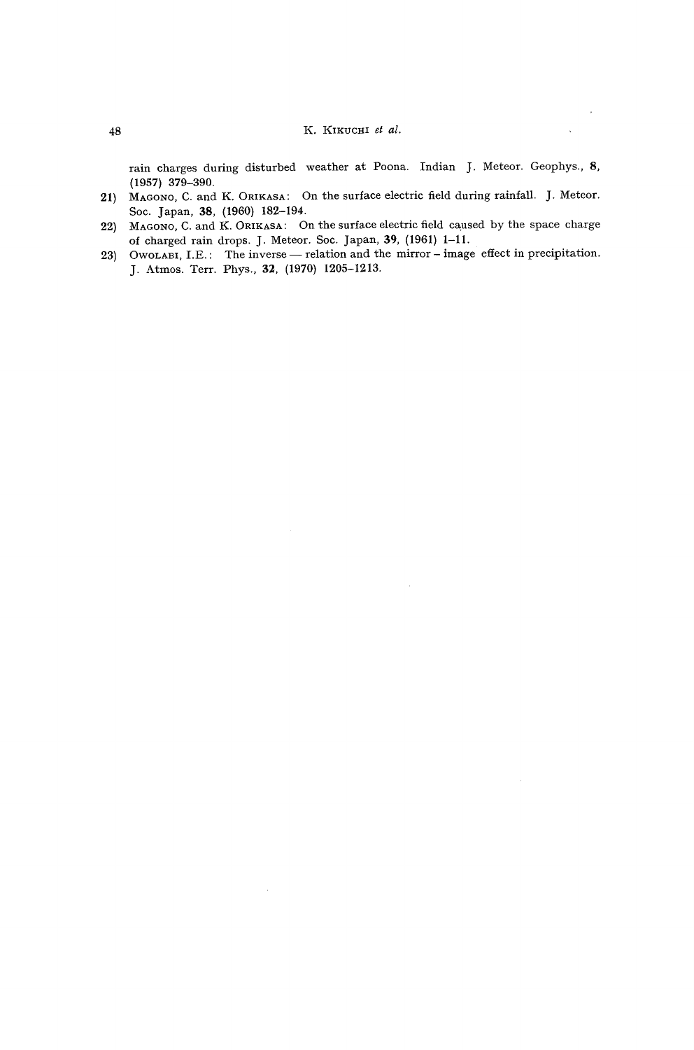rain charges during disturbed weather at Poona. Indian J. Meteor. Geophys., **8**, (1957) 379–390.

21) MAGONO, C. and K. ORIKASA: On the surface electric field during rainfall. J. Meteor. Soc. Japan, **38**, (1960) 182–194.

22) MAGONO, C. and K. ORIKASA: On the surface electric field caused by the space charge of charged rain drops. J. Meteor. Soc. Japan, **39**, (1961) 1–11.

23) OWOLABI, I.E.: The inverse — relation and the mirror – image effect in precipitation. J. Atmos. Terr. Phys., **32**, (1970) 1205–1213.